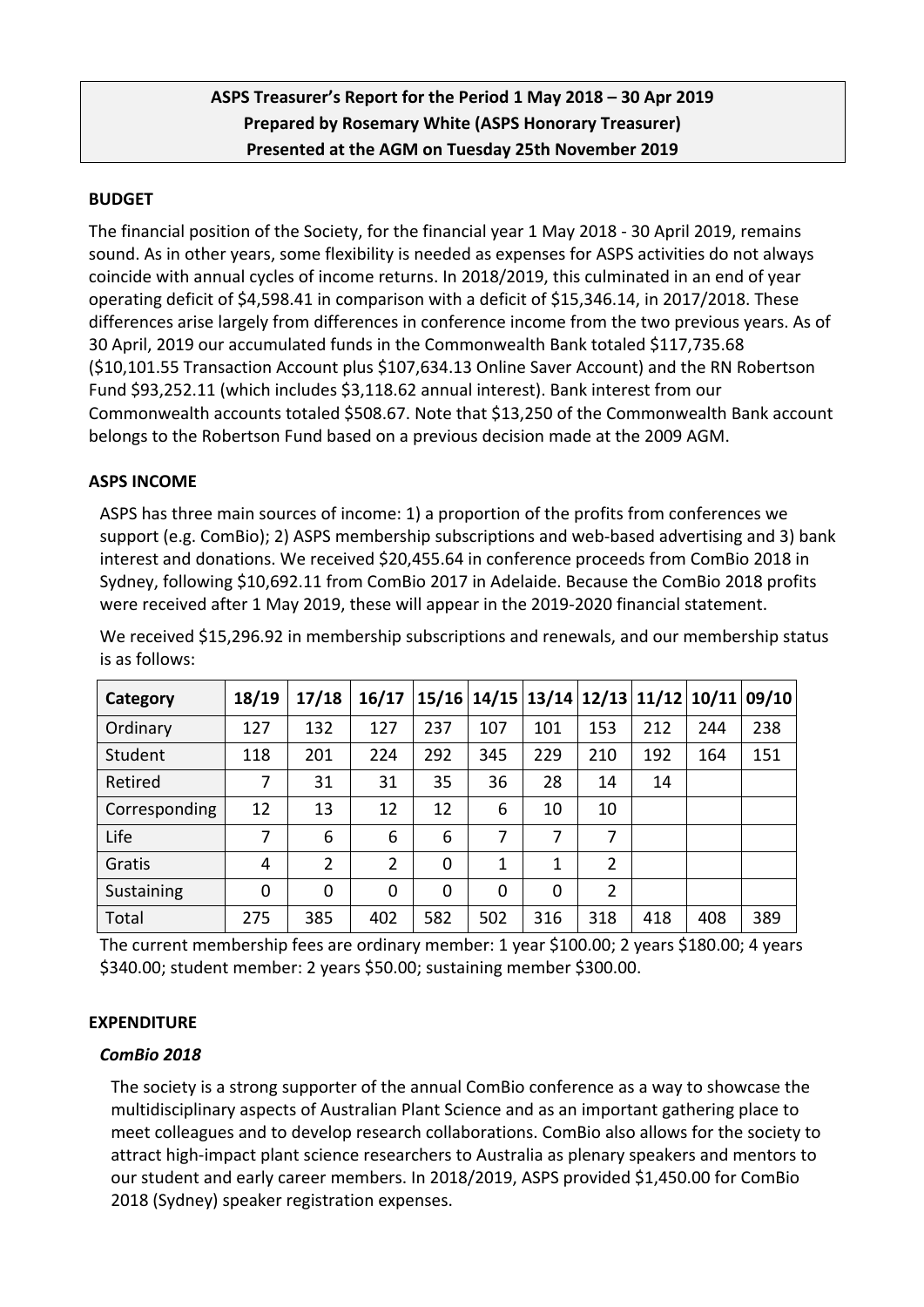**ASPS Treasurer's Report for the Period 1 May 2018 – 30 Apr 2019**
**Prepared by Rosemary White (ASPS Honorary Treasurer)**
**Presented at the AGM on Tuesday 25th November 2019**

## BUDGET

The financial position of the Society, for the financial year 1 May 2018 - 30 April 2019, remains sound. As in other years, some flexibility is needed as expenses for ASPS activities do not always coincide with annual cycles of income returns. In 2018/2019, this culminated in an end of year operating deficit of $4,598.41 in comparison with a deficit of $15,346.14, in 2017/2018. These differences arise largely from differences in conference income from the two previous years. As of 30 April, 2019 our accumulated funds in the Commonwealth Bank totaled $117,735.68 ($10,101.55 Transaction Account plus $107,634.13 Online Saver Account) and the RN Robertson Fund $93,252.11 (which includes $3,118.62 annual interest). Bank interest from our Commonwealth accounts totaled $508.67. Note that $13,250 of the Commonwealth Bank account belongs to the Robertson Fund based on a previous decision made at the 2009 AGM.

## ASPS INCOME

ASPS has three main sources of income: 1) a proportion of the profits from conferences we support (e.g. ComBio); 2) ASPS membership subscriptions and web-based advertising and 3) bank interest and donations. We received $20,455.64 in conference proceeds from ComBio 2018 in Sydney, following $10,692.11 from ComBio 2017 in Adelaide. Because the ComBio 2018 profits were received after 1 May 2019, these will appear in the 2019-2020 financial statement.

We received $15,296.92 in membership subscriptions and renewals, and our membership status is as follows:

| Category | 18/19 | 17/18 | 16/17 | 15/16 | 14/15 | 13/14 | 12/13 | 11/12 | 10/11 | 09/10 |
|---|---|---|---|---|---|---|---|---|---|---|
| Ordinary | 127 | 132 | 127 | 237 | 107 | 101 | 153 | 212 | 244 | 238 |
| Student | 118 | 201 | 224 | 292 | 345 | 229 | 210 | 192 | 164 | 151 |
| Retired | 7 | 31 | 31 | 35 | 36 | 28 | 14 | 14 | | |
| Corresponding | 12 | 13 | 12 | 12 | 6 | 10 | 10 | | | |
| Life | 7 | 6 | 6 | 6 | 7 | 7 | 7 | | | |
| Gratis | 4 | 2 | 2 | 0 | 1 | 1 | 2 | | | |
| Sustaining | 0 | 0 | 0 | 0 | 0 | 0 | 2 | | | |
| Total | 275 | 385 | 402 | 582 | 502 | 316 | 318 | 418 | 408 | 389 |

The current membership fees are ordinary member: 1 year $100.00; 2 years $180.00; 4 years $340.00; student member: 2 years $50.00; sustaining member $300.00.

## EXPENDITURE

### *ComBio 2018*

The society is a strong supporter of the annual ComBio conference as a way to showcase the multidisciplinary aspects of Australian Plant Science and as an important gathering place to meet colleagues and to develop research collaborations. ComBio also allows for the society to attract high-impact plant science researchers to Australia as plenary speakers and mentors to our student and early career members. In 2018/2019, ASPS provided $1,450.00 for ComBio 2018 (Sydney) speaker registration expenses.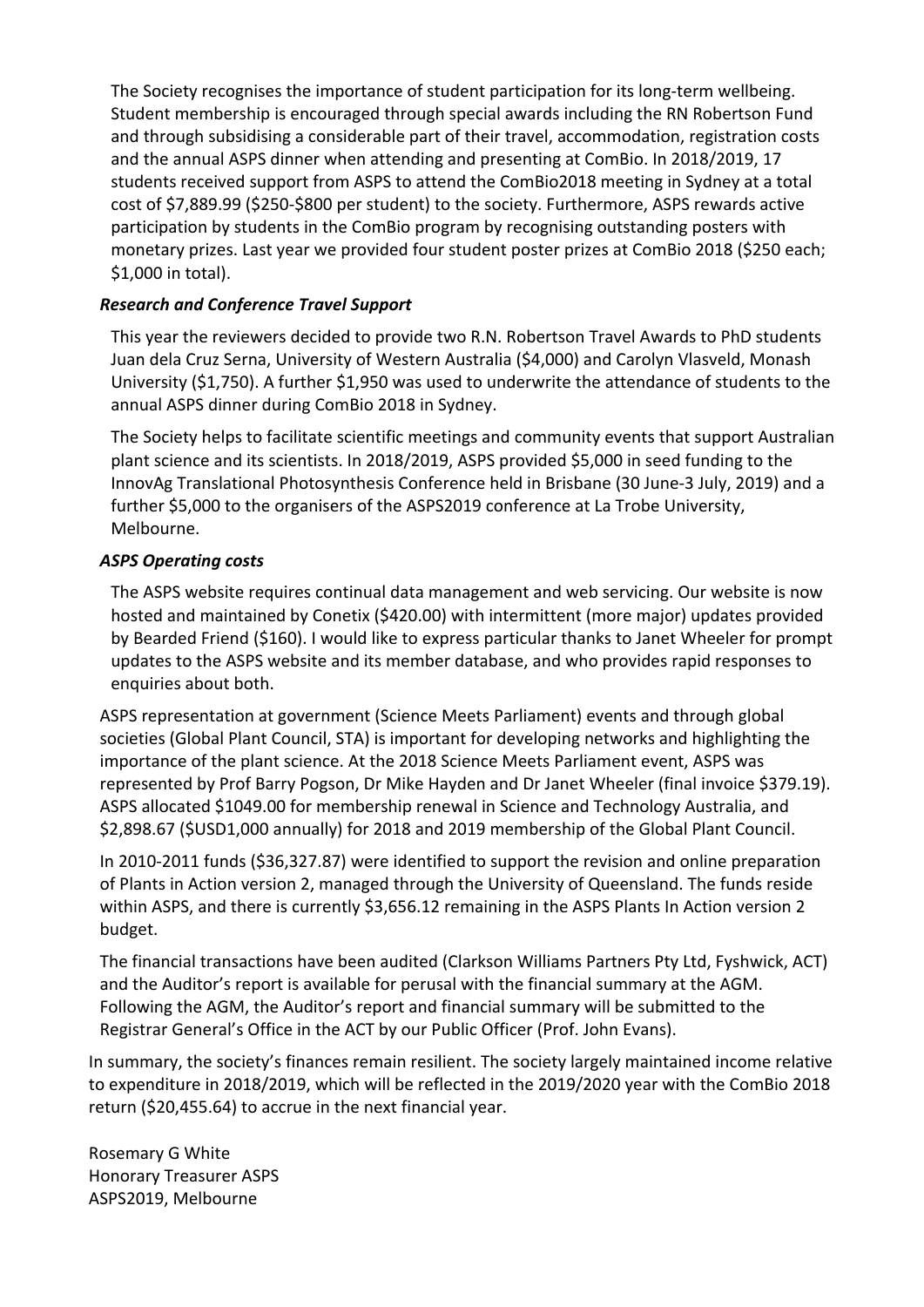The Society recognises the importance of student participation for its long-term wellbeing. Student membership is encouraged through special awards including the RN Robertson Fund and through subsidising a considerable part of their travel, accommodation, registration costs and the annual ASPS dinner when attending and presenting at ComBio. In 2018/2019, 17 students received support from ASPS to attend the ComBio2018 meeting in Sydney at a total cost of $7,889.99 ($250-$800 per student) to the society. Furthermore, ASPS rewards active participation by students in the ComBio program by recognising outstanding posters with monetary prizes. Last year we provided four student poster prizes at ComBio 2018 ($250 each; $1,000 in total).

***Research and Conference Travel Support***

This year the reviewers decided to provide two R.N. Robertson Travel Awards to PhD students Juan dela Cruz Serna, University of Western Australia ($4,000) and Carolyn Vlasveld, Monash University ($1,750). A further $1,950 was used to underwrite the attendance of students to the annual ASPS dinner during ComBio 2018 in Sydney.

The Society helps to facilitate scientific meetings and community events that support Australian plant science and its scientists. In 2018/2019, ASPS provided $5,000 in seed funding to the InnovAg Translational Photosynthesis Conference held in Brisbane (30 June-3 July, 2019) and a further $5,000 to the organisers of the ASPS2019 conference at La Trobe University, Melbourne.

***ASPS Operating costs***

The ASPS website requires continual data management and web servicing. Our website is now hosted and maintained by Conetix ($420.00) with intermittent (more major) updates provided by Bearded Friend ($160). I would like to express particular thanks to Janet Wheeler for prompt updates to the ASPS website and its member database, and who provides rapid responses to enquiries about both.

ASPS representation at government (Science Meets Parliament) events and through global societies (Global Plant Council, STA) is important for developing networks and highlighting the importance of the plant science. At the 2018 Science Meets Parliament event, ASPS was represented by Prof Barry Pogson, Dr Mike Hayden and Dr Janet Wheeler (final invoice $379.19). ASPS allocated $1049.00 for membership renewal in Science and Technology Australia, and $2,898.67 ($USD1,000 annually) for 2018 and 2019 membership of the Global Plant Council.

In 2010-2011 funds ($36,327.87) were identified to support the revision and online preparation of Plants in Action version 2, managed through the University of Queensland. The funds reside within ASPS, and there is currently $3,656.12 remaining in the ASPS Plants In Action version 2 budget.

The financial transactions have been audited (Clarkson Williams Partners Pty Ltd, Fyshwick, ACT) and the Auditor's report is available for perusal with the financial summary at the AGM. Following the AGM, the Auditor's report and financial summary will be submitted to the Registrar General's Office in the ACT by our Public Officer (Prof. John Evans).

In summary, the society's finances remain resilient. The society largely maintained income relative to expenditure in 2018/2019, which will be reflected in the 2019/2020 year with the ComBio 2018 return ($20,455.64) to accrue in the next financial year.

Rosemary G White
Honorary Treasurer ASPS
ASPS2019, Melbourne